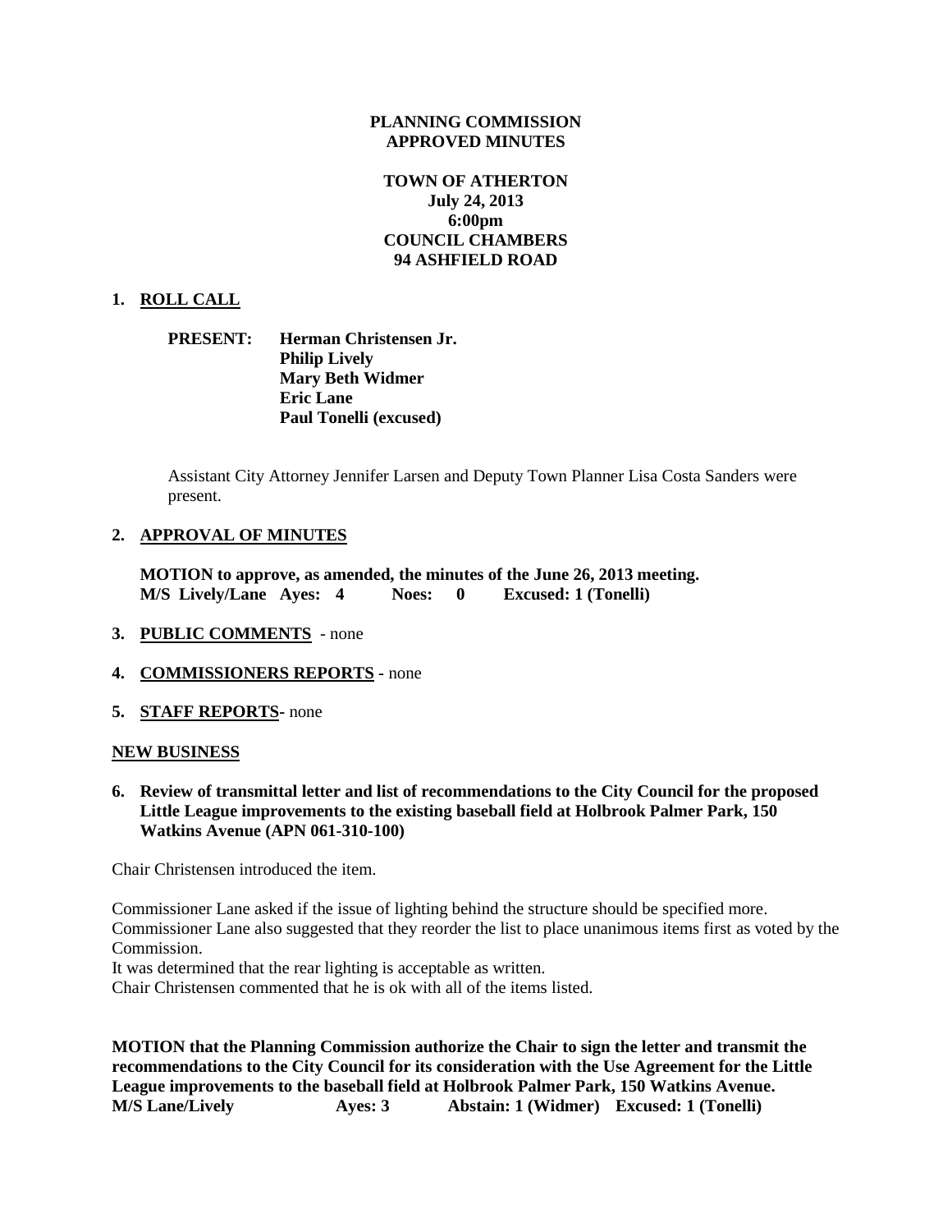**PLANNING COMMISSION**
**APPROVED MINUTES**

**TOWN OF ATHERTON**
**July 24, 2013**
**6:00pm**
**COUNCIL CHAMBERS**
**94 ASHFIELD ROAD**

## 1. ROLL CALL

**PRESENT:** **Herman Christensen Jr.**
**Philip Lively**
**Mary Beth Widmer**
**Eric Lane**
**Paul Tonelli (excused)**

Assistant City Attorney Jennifer Larsen and Deputy Town Planner Lisa Costa Sanders were present.

## 2. APPROVAL OF MINUTES

**MOTION to approve, as amended, the minutes of the June 26, 2013 meeting.**
**M/S Lively/Lane Ayes: 4 Noes: 0 Excused: 1 (Tonelli)**

## 3. PUBLIC COMMENTS - none

## 4. COMMISSIONERS REPORTS - none

## 5. STAFF REPORTS- none

## NEW BUSINESS

### 6. Review of transmittal letter and list of recommendations to the City Council for the proposed Little League improvements to the existing baseball field at Holbrook Palmer Park, 150 Watkins Avenue (APN 061-310-100)

Chair Christensen introduced the item.

Commissioner Lane asked if the issue of lighting behind the structure should be specified more.
Commissioner Lane also suggested that they reorder the list to place unanimous items first as voted by the Commission.
It was determined that the rear lighting is acceptable as written.
Chair Christensen commented that he is ok with all of the items listed.

**MOTION that the Planning Commission authorize the Chair to sign the letter and transmit the recommendations to the City Council for its consideration with the Use Agreement for the Little League improvements to the baseball field at Holbrook Palmer Park, 150 Watkins Avenue.**
**M/S Lane/Lively Ayes: 3 Abstain: 1 (Widmer) Excused: 1 (Tonelli)**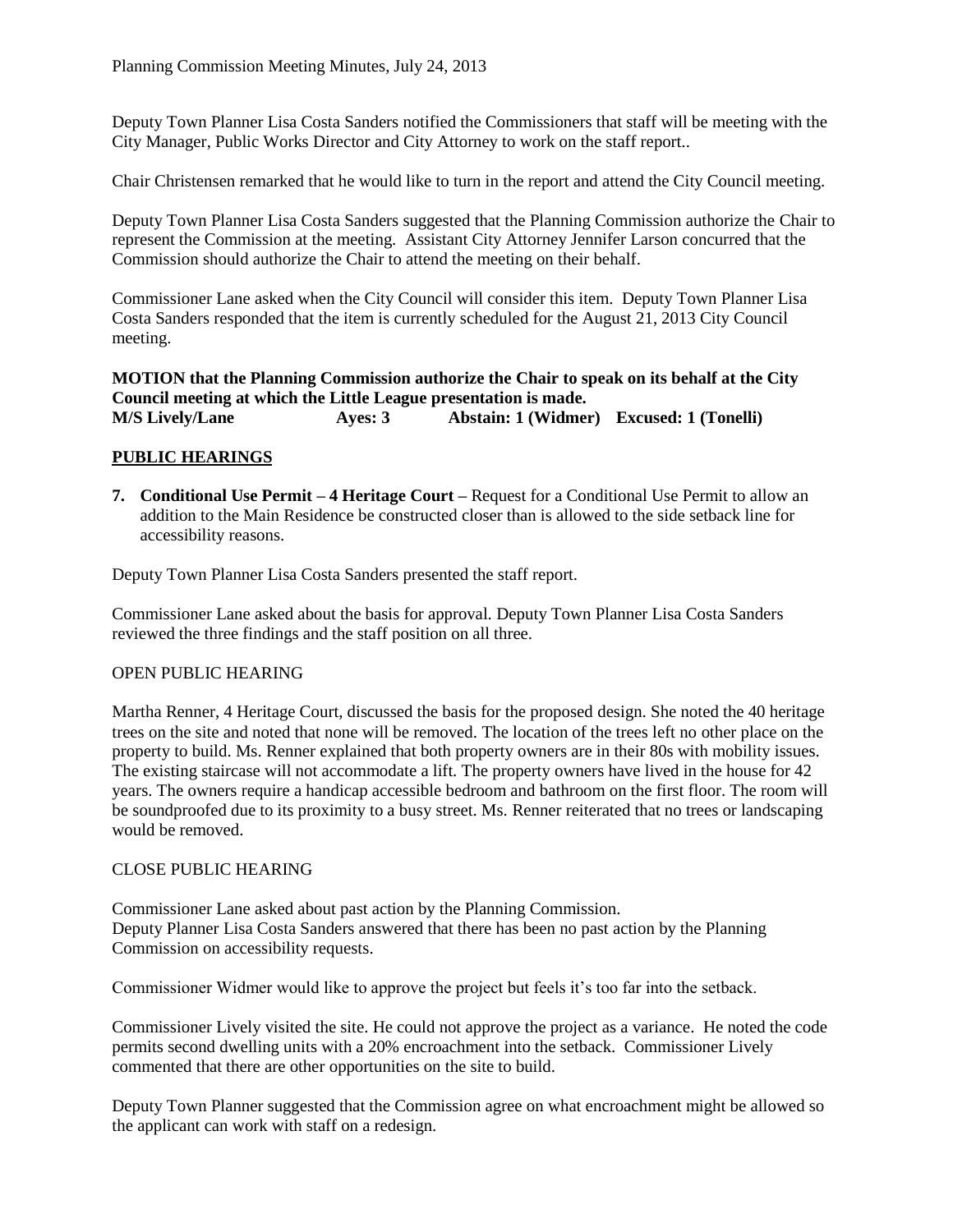Deputy Town Planner Lisa Costa Sanders notified the Commissioners that staff will be meeting with the City Manager, Public Works Director and City Attorney to work on the staff report..

Chair Christensen remarked that he would like to turn in the report and attend the City Council meeting.

Deputy Town Planner Lisa Costa Sanders suggested that the Planning Commission authorize the Chair to represent the Commission at the meeting. Assistant City Attorney Jennifer Larson concurred that the Commission should authorize the Chair to attend the meeting on their behalf.

Commissioner Lane asked when the City Council will consider this item. Deputy Town Planner Lisa Costa Sanders responded that the item is currently scheduled for the August 21, 2013 City Council meeting.

**MOTION that the Planning Commission authorize the Chair to speak on its behalf at the City Council meeting at which the Little League presentation is made.**
**M/S Lively/Lane    Ayes: 3    Abstain: 1 (Widmer)    Excused: 1 (Tonelli)**

## PUBLIC HEARINGS

**7. Conditional Use Permit – 4 Heritage Court –** Request for a Conditional Use Permit to allow an addition to the Main Residence be constructed closer than is allowed to the side setback line for accessibility reasons.

Deputy Town Planner Lisa Costa Sanders presented the staff report.

Commissioner Lane asked about the basis for approval. Deputy Town Planner Lisa Costa Sanders reviewed the three findings and the staff position on all three.

OPEN PUBLIC HEARING

Martha Renner, 4 Heritage Court, discussed the basis for the proposed design. She noted the 40 heritage trees on the site and noted that none will be removed. The location of the trees left no other place on the property to build. Ms. Renner explained that both property owners are in their 80s with mobility issues. The existing staircase will not accommodate a lift. The property owners have lived in the house for 42 years. The owners require a handicap accessible bedroom and bathroom on the first floor. The room will be soundproofed due to its proximity to a busy street. Ms. Renner reiterated that no trees or landscaping would be removed.

CLOSE PUBLIC HEARING

Commissioner Lane asked about past action by the Planning Commission.
Deputy Planner Lisa Costa Sanders answered that there has been no past action by the Planning Commission on accessibility requests.

Commissioner Widmer would like to approve the project but feels it's too far into the setback.

Commissioner Lively visited the site. He could not approve the project as a variance. He noted the code permits second dwelling units with a 20% encroachment into the setback. Commissioner Lively commented that there are other opportunities on the site to build.

Deputy Town Planner suggested that the Commission agree on what encroachment might be allowed so the applicant can work with staff on a redesign.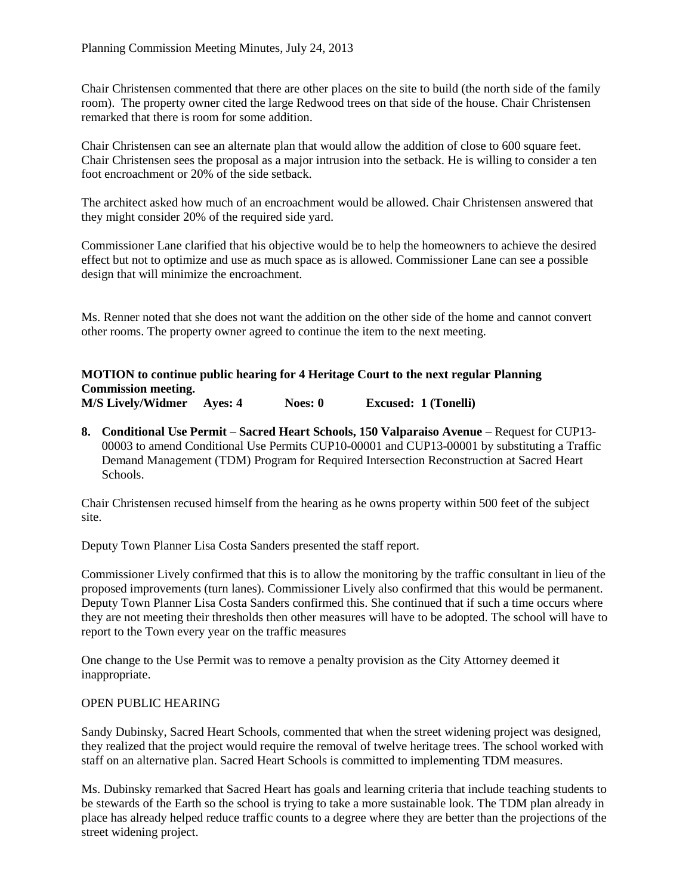Chair Christensen commented that there are other places on the site to build (the north side of the family room). The property owner cited the large Redwood trees on that side of the house. Chair Christensen remarked that there is room for some addition.

Chair Christensen can see an alternate plan that would allow the addition of close to 600 square feet. Chair Christensen sees the proposal as a major intrusion into the setback. He is willing to consider a ten foot encroachment or 20% of the side setback.

The architect asked how much of an encroachment would be allowed. Chair Christensen answered that they might consider 20% of the required side yard.

Commissioner Lane clarified that his objective would be to help the homeowners to achieve the desired effect but not to optimize and use as much space as is allowed. Commissioner Lane can see a possible design that will minimize the encroachment.

Ms. Renner noted that she does not want the addition on the other side of the home and cannot convert other rooms. The property owner agreed to continue the item to the next meeting.

**MOTION to continue public hearing for 4 Heritage Court to the next regular Planning Commission meeting.**
**M/S Lively/Widmer Ayes: 4 Noes: 0 Excused: 1 (Tonelli)**

8. **Conditional Use Permit – Sacred Heart Schools, 150 Valparaiso Avenue –** Request for CUP13-00003 to amend Conditional Use Permits CUP10-00001 and CUP13-00001 by substituting a Traffic Demand Management (TDM) Program for Required Intersection Reconstruction at Sacred Heart Schools.

Chair Christensen recused himself from the hearing as he owns property within 500 feet of the subject site.

Deputy Town Planner Lisa Costa Sanders presented the staff report.

Commissioner Lively confirmed that this is to allow the monitoring by the traffic consultant in lieu of the proposed improvements (turn lanes). Commissioner Lively also confirmed that this would be permanent. Deputy Town Planner Lisa Costa Sanders confirmed this. She continued that if such a time occurs where they are not meeting their thresholds then other measures will have to be adopted. The school will have to report to the Town every year on the traffic measures

One change to the Use Permit was to remove a penalty provision as the City Attorney deemed it inappropriate.

OPEN PUBLIC HEARING

Sandy Dubinsky, Sacred Heart Schools, commented that when the street widening project was designed, they realized that the project would require the removal of twelve heritage trees. The school worked with staff on an alternative plan. Sacred Heart Schools is committed to implementing TDM measures.

Ms. Dubinsky remarked that Sacred Heart has goals and learning criteria that include teaching students to be stewards of the Earth so the school is trying to take a more sustainable look. The TDM plan already in place has already helped reduce traffic counts to a degree where they are better than the projections of the street widening project.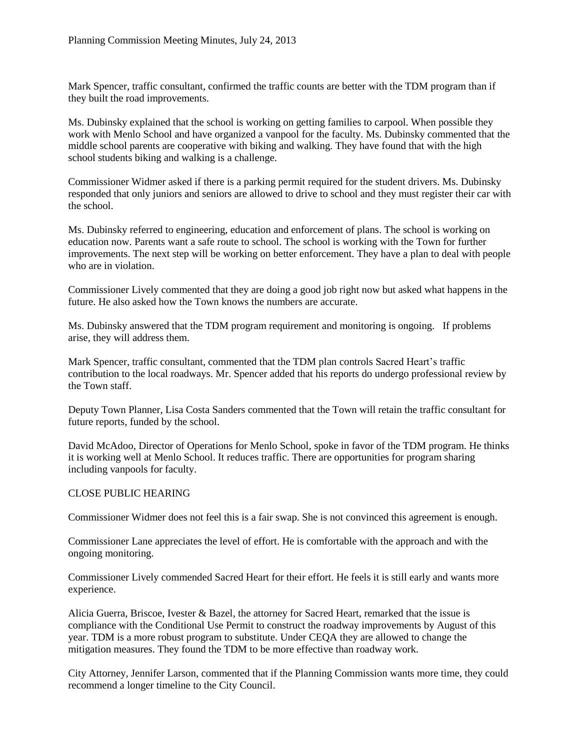Mark Spencer, traffic consultant, confirmed the traffic counts are better with the TDM program than if they built the road improvements.

Ms. Dubinsky explained that the school is working on getting families to carpool. When possible they work with Menlo School and have organized a vanpool for the faculty. Ms. Dubinsky commented that the middle school parents are cooperative with biking and walking. They have found that with the high school students biking and walking is a challenge.

Commissioner Widmer asked if there is a parking permit required for the student drivers. Ms. Dubinsky responded that only juniors and seniors are allowed to drive to school and they must register their car with the school.

Ms. Dubinsky referred to engineering, education and enforcement of plans. The school is working on education now. Parents want a safe route to school. The school is working with the Town for further improvements. The next step will be working on better enforcement. They have a plan to deal with people who are in violation.

Commissioner Lively commented that they are doing a good job right now but asked what happens in the future. He also asked how the Town knows the numbers are accurate.

Ms. Dubinsky answered that the TDM program requirement and monitoring is ongoing. If problems arise, they will address them.

Mark Spencer, traffic consultant, commented that the TDM plan controls Sacred Heart's traffic contribution to the local roadways. Mr. Spencer added that his reports do undergo professional review by the Town staff.

Deputy Town Planner, Lisa Costa Sanders commented that the Town will retain the traffic consultant for future reports, funded by the school.

David McAdoo, Director of Operations for Menlo School, spoke in favor of the TDM program. He thinks it is working well at Menlo School. It reduces traffic. There are opportunities for program sharing including vanpools for faculty.

CLOSE PUBLIC HEARING

Commissioner Widmer does not feel this is a fair swap. She is not convinced this agreement is enough.

Commissioner Lane appreciates the level of effort. He is comfortable with the approach and with the ongoing monitoring.

Commissioner Lively commended Sacred Heart for their effort. He feels it is still early and wants more experience.

Alicia Guerra, Briscoe, Ivester & Bazel, the attorney for Sacred Heart, remarked that the issue is compliance with the Conditional Use Permit to construct the roadway improvements by August of this year. TDM is a more robust program to substitute. Under CEQA they are allowed to change the mitigation measures. They found the TDM to be more effective than roadway work.

City Attorney, Jennifer Larson, commented that if the Planning Commission wants more time, they could recommend a longer timeline to the City Council.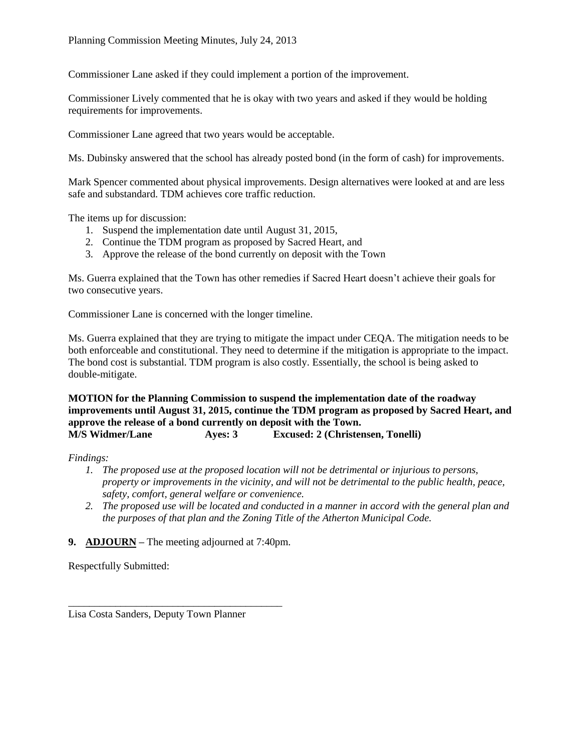Commissioner Lane asked if they could implement a portion of the improvement.

Commissioner Lively commented that he is okay with two years and asked if they would be holding requirements for improvements.

Commissioner Lane agreed that two years would be acceptable.

Ms. Dubinsky answered that the school has already posted bond (in the form of cash) for improvements.

Mark Spencer commented about physical improvements. Design alternatives were looked at and are less safe and substandard. TDM achieves core traffic reduction.

The items up for discussion:

1. Suspend the implementation date until August 31, 2015,
2. Continue the TDM program as proposed by Sacred Heart, and
3. Approve the release of the bond currently on deposit with the Town

Ms. Guerra explained that the Town has other remedies if Sacred Heart doesn't achieve their goals for two consecutive years.

Commissioner Lane is concerned with the longer timeline.

Ms. Guerra explained that they are trying to mitigate the impact under CEQA. The mitigation needs to be both enforceable and constitutional. They need to determine if the mitigation is appropriate to the impact. The bond cost is substantial. TDM program is also costly. Essentially, the school is being asked to double-mitigate.

**MOTION for the Planning Commission to suspend the implementation date of the roadway improvements until August 31, 2015, continue the TDM program as proposed by Sacred Heart, and approve the release of a bond currently on deposit with the Town.**
**M/S Widmer/Lane Ayes: 3 Excused: 2 (Christensen, Tonelli)**

*Findings:*

1. *The proposed use at the proposed location will not be detrimental or injurious to persons, property or improvements in the vicinity, and will not be detrimental to the public health, peace, safety, comfort, general welfare or convenience.*
2. *The proposed use will be located and conducted in a manner in accord with the general plan and the purposes of that plan and the Zoning Title of the Atherton Municipal Code.*

**9. ADJOURN –** The meeting adjourned at 7:40pm.

Respectfully Submitted:

\_\_\_\_\_\_\_\_\_\_\_\_\_\_\_\_\_\_\_\_\_\_\_\_\_\_\_\_\_\_\_\_\_\_\_\_\_\_\_\_\_\_

Lisa Costa Sanders, Deputy Town Planner